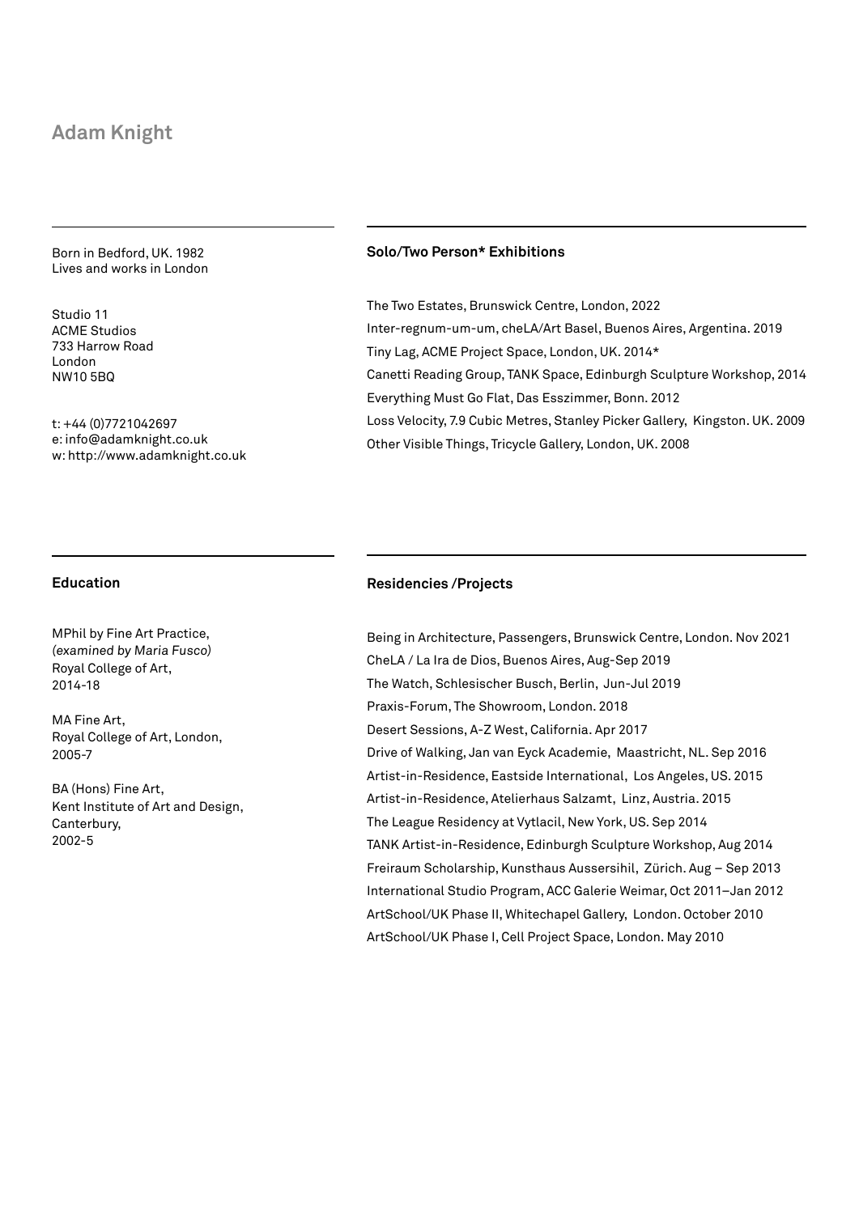# Adam Knight

Born in Bedford, UK. 1982
Lives and works in London

Studio 11
ACME Studios
733 Harrow Road
London
NW10 5BQ

t: +44 (0)7721042697
e: info@adamknight.co.uk
w: http://www.adamknight.co.uk

## Solo/Two Person* Exhibitions

The Two Estates, Brunswick Centre, London, 2022
Inter-regnum-um-um, cheLA/Art Basel, Buenos Aires, Argentina. 2019
Tiny Lag, ACME Project Space, London, UK. 2014*
Canetti Reading Group, TANK Space, Edinburgh Sculpture Workshop, 2014
Everything Must Go Flat, Das Esszimmer, Bonn. 2012
Loss Velocity, 7.9 Cubic Metres, Stanley Picker Gallery, Kingston. UK. 2009
Other Visible Things, Tricycle Gallery, London, UK. 2008

## Education

MPhil by Fine Art Practice,
*(examined by Maria Fusco)*
Royal College of Art,
2014-18

MA Fine Art,
Royal College of Art, London,
2005-7

BA (Hons) Fine Art,
Kent Institute of Art and Design,
Canterbury,
2002-5

## Residencies /Projects

Being in Architecture, Passengers, Brunswick Centre, London. Nov 2021
CheLA / La Ira de Dios, Buenos Aires, Aug-Sep 2019
The Watch, Schlesischer Busch, Berlin, Jun-Jul 2019
Praxis-Forum, The Showroom, London. 2018
Desert Sessions, A-Z West, California. Apr 2017
Drive of Walking, Jan van Eyck Academie, Maastricht, NL. Sep 2016
Artist-in-Residence, Eastside International, Los Angeles, US. 2015
Artist-in-Residence, Atelierhaus Salzamt, Linz, Austria. 2015
The League Residency at Vytlacil, New York, US. Sep 2014
TANK Artist-in-Residence, Edinburgh Sculpture Workshop, Aug 2014
Freiraum Scholarship, Kunsthaus Aussersihil, Zürich. Aug – Sep 2013
International Studio Program, ACC Galerie Weimar, Oct 2011–Jan 2012
ArtSchool/UK Phase II, Whitechapel Gallery, London. October 2010
ArtSchool/UK Phase I, Cell Project Space, London. May 2010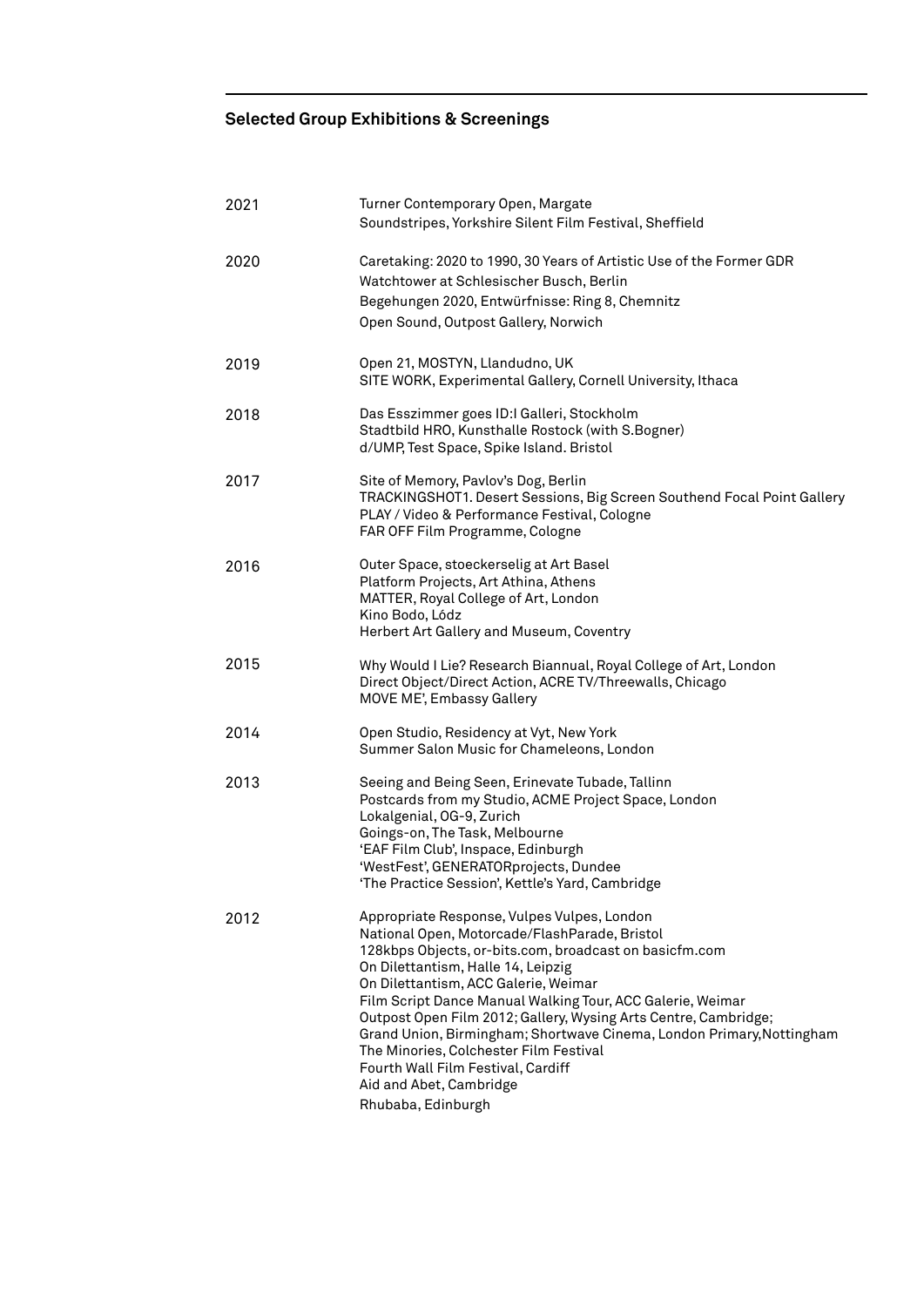## Selected Group Exhibitions & Screenings

**2021**

Turner Contemporary Open, Margate
Soundstripes, Yorkshire Silent Film Festival, Sheffield

**2020**

Caretaking: 2020 to 1990, 30 Years of Artistic Use of the Former GDR
Watchtower at Schlesischer Busch, Berlin
Begehungen 2020, Entwürfnisse: Ring 8, Chemnitz
Open Sound, Outpost Gallery, Norwich

**2019**

Open 21, MOSTYN, Llandudno, UK
SITE WORK, Experimental Gallery, Cornell University, Ithaca

**2018**

Das Esszimmer goes ID:I Galleri, Stockholm
Stadtbild HRO, Kunsthalle Rostock (with S.Bogner)
d/UMP, Test Space, Spike Island. Bristol

**2017**

Site of Memory, Pavlov's Dog, Berlin
TRACKINGSHOT1. Desert Sessions, Big Screen Southend Focal Point Gallery
PLAY / Video & Performance Festival, Cologne
FAR OFF Film Programme, Cologne

**2016**

Outer Space, stoeckerselig at Art Basel
Platform Projects, Art Athina, Athens
MATTER, Royal College of Art, London
Kino Bodo, Lódz
Herbert Art Gallery and Museum, Coventry

**2015**

Why Would I Lie? Research Biannual, Royal College of Art, London
Direct Object/Direct Action, ACRE TV/Threewalls, Chicago
MOVE ME', Embassy Gallery

**2014**

Open Studio, Residency at Vyt, New York
Summer Salon Music for Chameleons, London

**2013**

Seeing and Being Seen, Erinevate Tubade, Tallinn
Postcards from my Studio, ACME Project Space, London
Lokalgenial, OG-9, Zurich
Goings-on, The Task, Melbourne
'EAF Film Club', Inspace, Edinburgh
'WestFest', GENERATORprojects, Dundee
'The Practice Session', Kettle's Yard, Cambridge

**2012**

Appropriate Response, Vulpes Vulpes, London
National Open, Motorcade/FlashParade, Bristol
128kbps Objects, or-bits.com, broadcast on basicfm.com
On Dilettantism, Halle 14, Leipzig
On Dilettantism, ACC Galerie, Weimar
Film Script Dance Manual Walking Tour, ACC Galerie, Weimar
Outpost Open Film 2012; Gallery, Wysing Arts Centre, Cambridge;
Grand Union, Birmingham; Shortwave Cinema, London Primary,Nottingham
The Minories, Colchester Film Festival
Fourth Wall Film Festival, Cardiff
Aid and Abet, Cambridge
Rhubaba, Edinburgh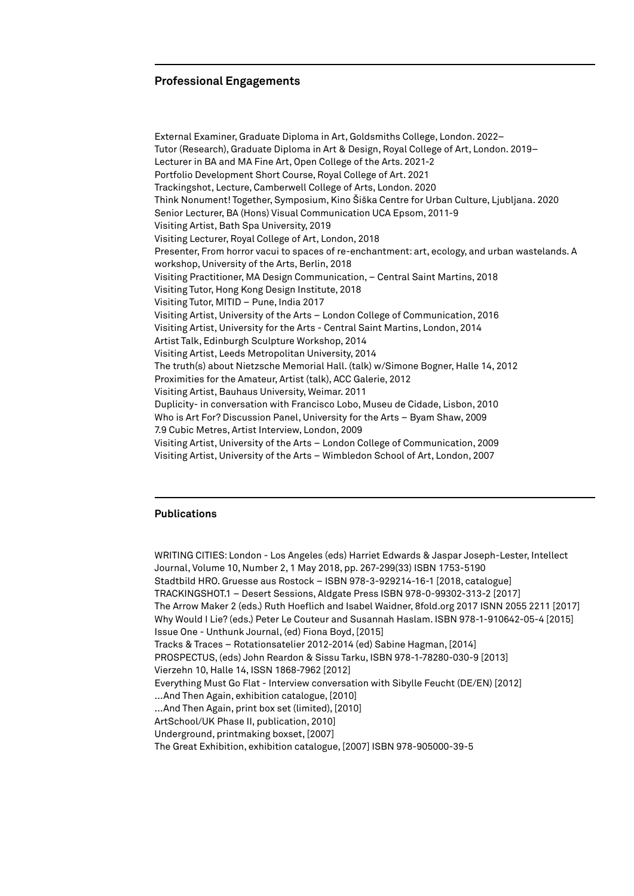## Professional Engagements

External Examiner, Graduate Diploma in Art, Goldsmiths College, London. 2022–
Tutor (Research), Graduate Diploma in Art & Design, Royal College of Art, London. 2019–
Lecturer in BA and MA Fine Art, Open College of the Arts. 2021-2
Portfolio Development Short Course, Royal College of Art. 2021
Trackingshot, Lecture, Camberwell College of Arts, London. 2020
Think Nonument! Together, Symposium, Kino Šiška Centre for Urban Culture, Ljubljana. 2020
Senior Lecturer, BA (Hons) Visual Communication UCA Epsom, 2011-9
Visiting Artist, Bath Spa University, 2019
Visiting Lecturer, Royal College of Art, London, 2018
Presenter, From horror vacui to spaces of re-enchantment: art, ecology, and urban wastelands. A workshop, University of the Arts, Berlin, 2018
Visiting Practitioner, MA Design Communication, – Central Saint Martins, 2018
Visiting Tutor, Hong Kong Design Institute, 2018
Visiting Tutor, MITID – Pune, India 2017
Visiting Artist, University of the Arts – London College of Communication, 2016
Visiting Artist, University for the Arts - Central Saint Martins, London, 2014
Artist Talk, Edinburgh Sculpture Workshop, 2014
Visiting Artist, Leeds Metropolitan University, 2014
The truth(s) about Nietzsche Memorial Hall. (talk) w/Simone Bogner, Halle 14, 2012
Proximities for the Amateur, Artist (talk), ACC Galerie, 2012
Visiting Artist, Bauhaus University, Weimar. 2011
Duplicity- in conversation with Francisco Lobo, Museu de Cidade, Lisbon, 2010
Who is Art For? Discussion Panel, University for the Arts – Byam Shaw, 2009
7.9 Cubic Metres, Artist Interview, London, 2009
Visiting Artist, University of the Arts – London College of Communication, 2009
Visiting Artist, University of the Arts – Wimbledon School of Art, London, 2007

## Publications

WRITING CITIES: London - Los Angeles (eds) Harriet Edwards & Jaspar Joseph-Lester, Intellect Journal, Volume 10, Number 2, 1 May 2018, pp. 267-299(33) ISBN 1753-5190
Stadtbild HRO. Gruesse aus Rostock – ISBN 978-3-929214-16-1 [2018, catalogue]
TRACKINGSHOT.1 – Desert Sessions, Aldgate Press ISBN 978-0-99302-313-2 [2017]
The Arrow Maker 2 (eds.) Ruth Hoeflich and Isabel Waidner, 8fold.org 2017 ISNN 2055 2211 [2017]
Why Would I Lie? (eds.) Peter Le Couteur and Susannah Haslam. ISBN 978-1-910642-05-4 [2015]
Issue One - Unthunk Journal, (ed) Fiona Boyd, [2015]
Tracks & Traces – Rotationsatelier 2012-2014 (ed) Sabine Hagman, [2014]
PROSPECTUS, (eds) John Reardon & Sissu Tarku, ISBN 978-1-78280-030-9 [2013]
Vierzehn 10, Halle 14, ISSN 1868-7962 [2012]
Everything Must Go Flat - Interview conversation with Sibylle Feucht (DE/EN) [2012]
...And Then Again, exhibition catalogue, [2010]
...And Then Again, print box set (limited), [2010]
ArtSchool/UK Phase II, publication, 2010]
Underground, printmaking boxset, [2007]
The Great Exhibition, exhibition catalogue, [2007] ISBN 978-905000-39-5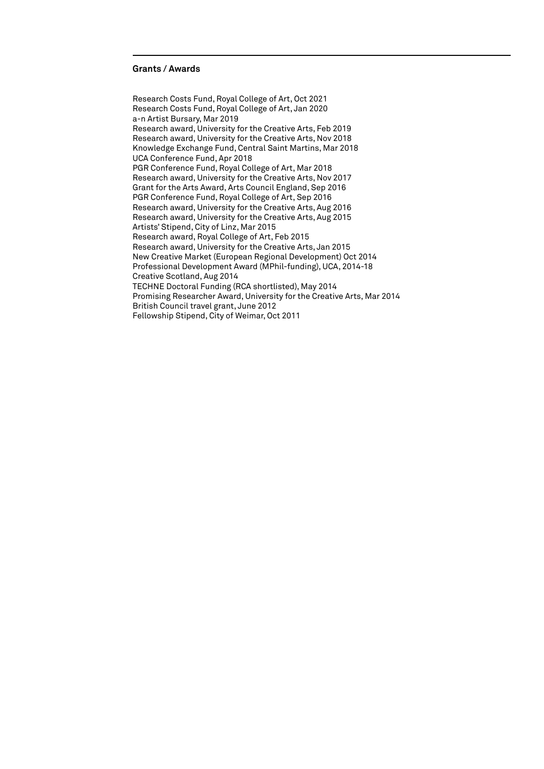## Grants / Awards

Research Costs Fund, Royal College of Art, Oct 2021
Research Costs Fund, Royal College of Art, Jan 2020
a-n Artist Bursary, Mar 2019
Research award, University for the Creative Arts, Feb 2019
Research award, University for the Creative Arts, Nov 2018
Knowledge Exchange Fund, Central Saint Martins, Mar 2018
UCA Conference Fund, Apr 2018
PGR Conference Fund, Royal College of Art, Mar 2018
Research award, University for the Creative Arts, Nov 2017
Grant for the Arts Award, Arts Council England, Sep 2016
PGR Conference Fund, Royal College of Art, Sep 2016
Research award, University for the Creative Arts, Aug 2016
Research award, University for the Creative Arts, Aug 2015
Artists' Stipend, City of Linz, Mar 2015
Research award, Royal College of Art, Feb 2015
Research award, University for the Creative Arts, Jan 2015
New Creative Market (European Regional Development) Oct 2014
Professional Development Award (MPhil-funding), UCA, 2014-18
Creative Scotland, Aug 2014
TECHNE Doctoral Funding (RCA shortlisted), May 2014
Promising Researcher Award, University for the Creative Arts, Mar 2014
British Council travel grant, June 2012
Fellowship Stipend, City of Weimar, Oct 2011